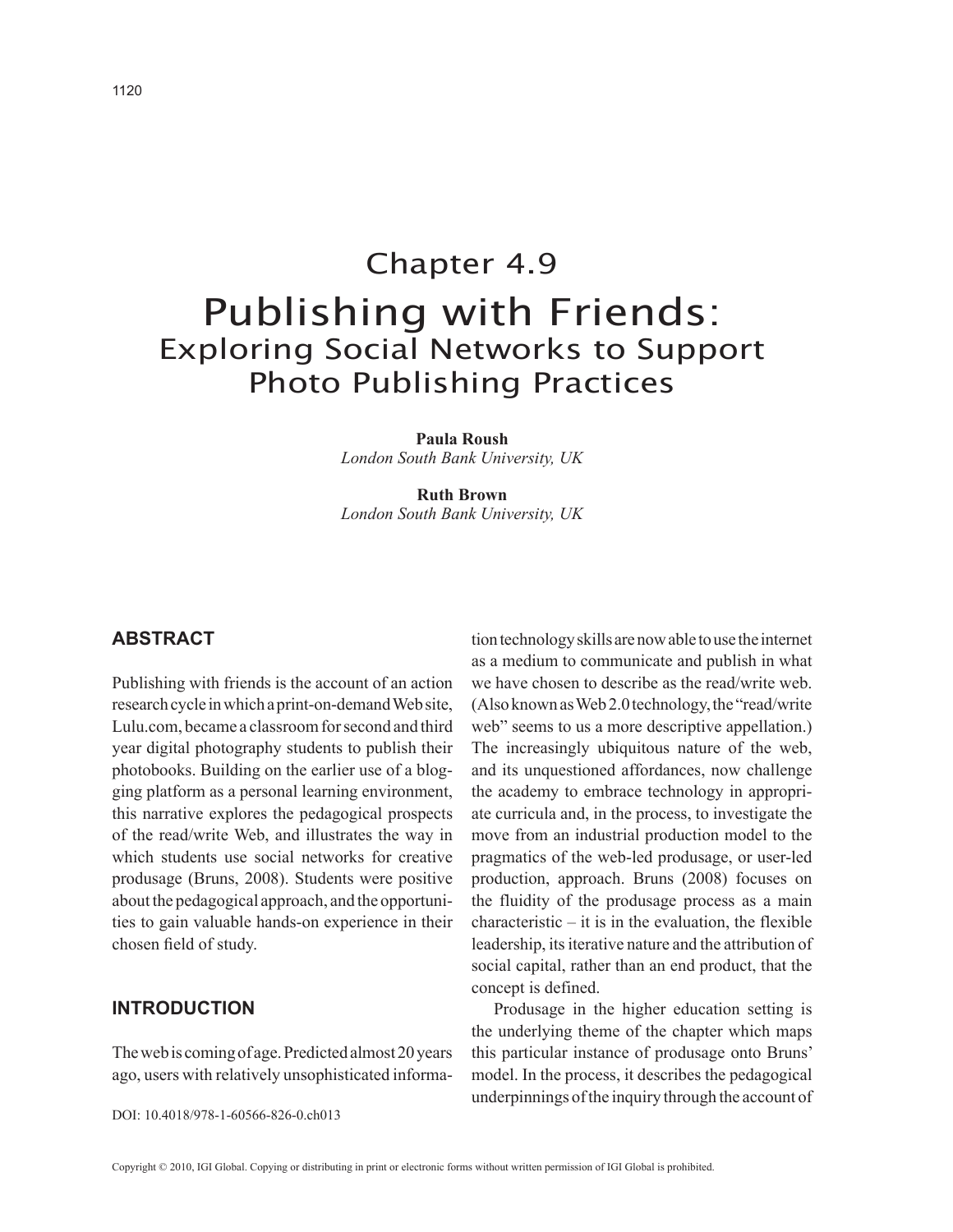# Chapter 4.9

# Publishing with Friends:

## Exploring Social Networks to Support Photo Publishing Practices

**Paula Roush**
*London South Bank University, UK*

**Ruth Brown**
*London South Bank University, UK*

## ABSTRACT

Publishing with friends is the account of an action research cycle in which a print-on-demand Web site, Lulu.com, became a classroom for second and third year digital photography students to publish their photobooks. Building on the earlier use of a blogging platform as a personal learning environment, this narrative explores the pedagogical prospects of the read/write Web, and illustrates the way in which students use social networks for creative produsage (Bruns, 2008). Students were positive about the pedagogical approach, and the opportunities to gain valuable hands-on experience in their chosen field of study.

## INTRODUCTION

The web is coming of age. Predicted almost 20 years ago, users with relatively unsophisticated information technology skills are now able to use the internet as a medium to communicate and publish in what we have chosen to describe as the read/write web. (Also known as Web 2.0 technology, the "read/write web" seems to us a more descriptive appellation.) The increasingly ubiquitous nature of the web, and its unquestioned affordances, now challenge the academy to embrace technology in appropriate curricula and, in the process, to investigate the move from an industrial production model to the pragmatics of the web-led produsage, or user-led production, approach. Bruns (2008) focuses on the fluidity of the produsage process as a main characteristic – it is in the evaluation, the flexible leadership, its iterative nature and the attribution of social capital, rather than an end product, that the concept is defined.

Produsage in the higher education setting is the underlying theme of the chapter which maps this particular instance of produsage onto Bruns' model. In the process, it describes the pedagogical underpinnings of the inquiry through the account of

DOI: 10.4018/978-1-60566-826-0.ch013

Copyright © 2010, IGI Global. Copying or distributing in print or electronic forms without written permission of IGI Global is prohibited.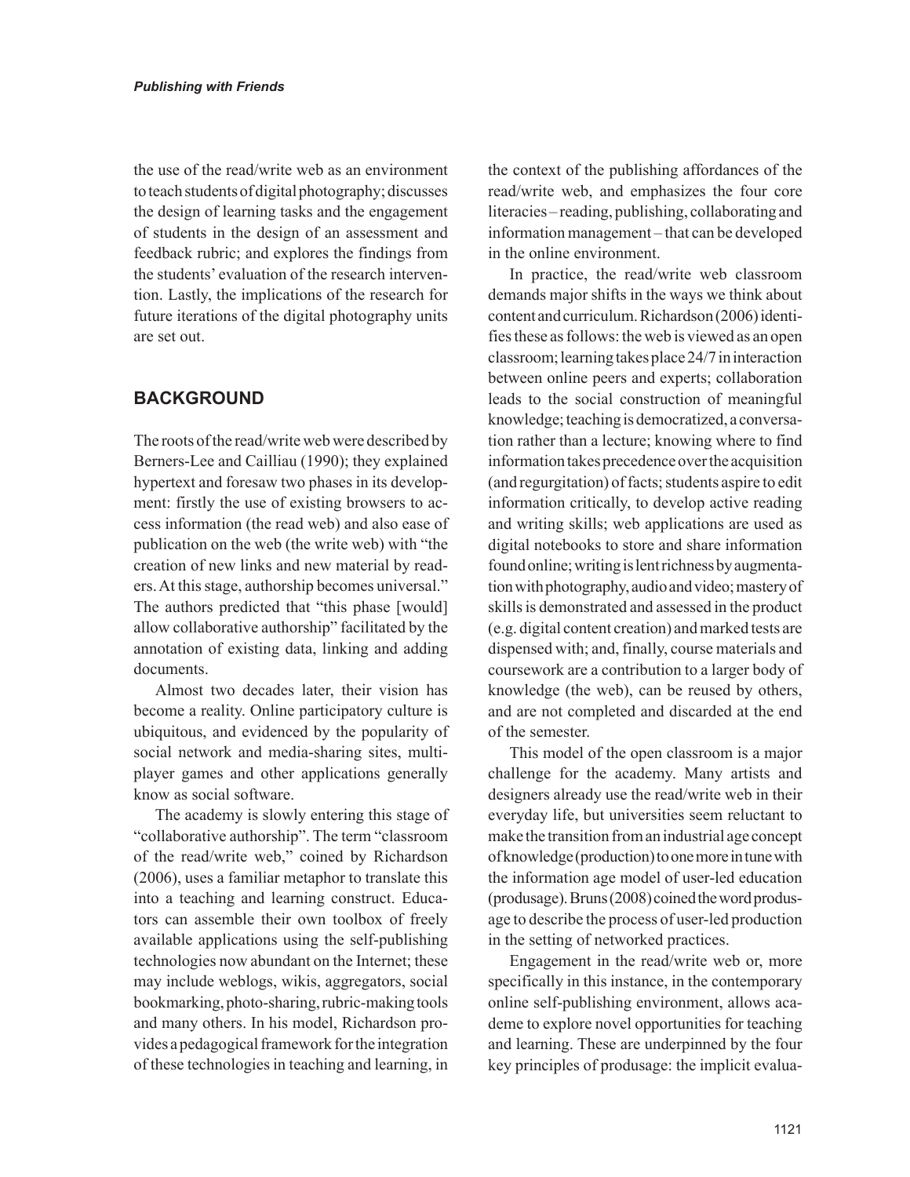the use of the read/write web as an environment to teach students of digital photography; discusses the design of learning tasks and the engagement of students in the design of an assessment and feedback rubric; and explores the findings from the students' evaluation of the research intervention. Lastly, the implications of the research for future iterations of the digital photography units are set out.

## BACKGROUND

The roots of the read/write web were described by Berners-Lee and Cailliau (1990); they explained hypertext and foresaw two phases in its development: firstly the use of existing browsers to access information (the read web) and also ease of publication on the web (the write web) with "the creation of new links and new material by readers. At this stage, authorship becomes universal." The authors predicted that "this phase [would] allow collaborative authorship" facilitated by the annotation of existing data, linking and adding documents.

Almost two decades later, their vision has become a reality. Online participatory culture is ubiquitous, and evidenced by the popularity of social network and media-sharing sites, multiplayer games and other applications generally know as social software.

The academy is slowly entering this stage of "collaborative authorship". The term "classroom of the read/write web," coined by Richardson (2006), uses a familiar metaphor to translate this into a teaching and learning construct. Educators can assemble their own toolbox of freely available applications using the self-publishing technologies now abundant on the Internet; these may include weblogs, wikis, aggregators, social bookmarking, photo-sharing, rubric-making tools and many others. In his model, Richardson provides a pedagogical framework for the integration of these technologies in teaching and learning, in the context of the publishing affordances of the read/write web, and emphasizes the four core literacies – reading, publishing, collaborating and information management – that can be developed in the online environment.

In practice, the read/write web classroom demands major shifts in the ways we think about content and curriculum. Richardson (2006) identifies these as follows: the web is viewed as an open classroom; learning takes place 24/7 in interaction between online peers and experts; collaboration leads to the social construction of meaningful knowledge; teaching is democratized, a conversation rather than a lecture; knowing where to find information takes precedence over the acquisition (and regurgitation) of facts; students aspire to edit information critically, to develop active reading and writing skills; web applications are used as digital notebooks to store and share information found online; writing is lent richness by augmentation with photography, audio and video; mastery of skills is demonstrated and assessed in the product (e.g. digital content creation) and marked tests are dispensed with; and, finally, course materials and coursework are a contribution to a larger body of knowledge (the web), can be reused by others, and are not completed and discarded at the end of the semester.

This model of the open classroom is a major challenge for the academy. Many artists and designers already use the read/write web in their everyday life, but universities seem reluctant to make the transition from an industrial age concept of knowledge (production) to one more in tune with the information age model of user-led education (produsage). Bruns (2008) coined the word produsage to describe the process of user-led production in the setting of networked practices.

Engagement in the read/write web or, more specifically in this instance, in the contemporary online self-publishing environment, allows academe to explore novel opportunities for teaching and learning. These are underpinned by the four key principles of produsage: the implicit evalua-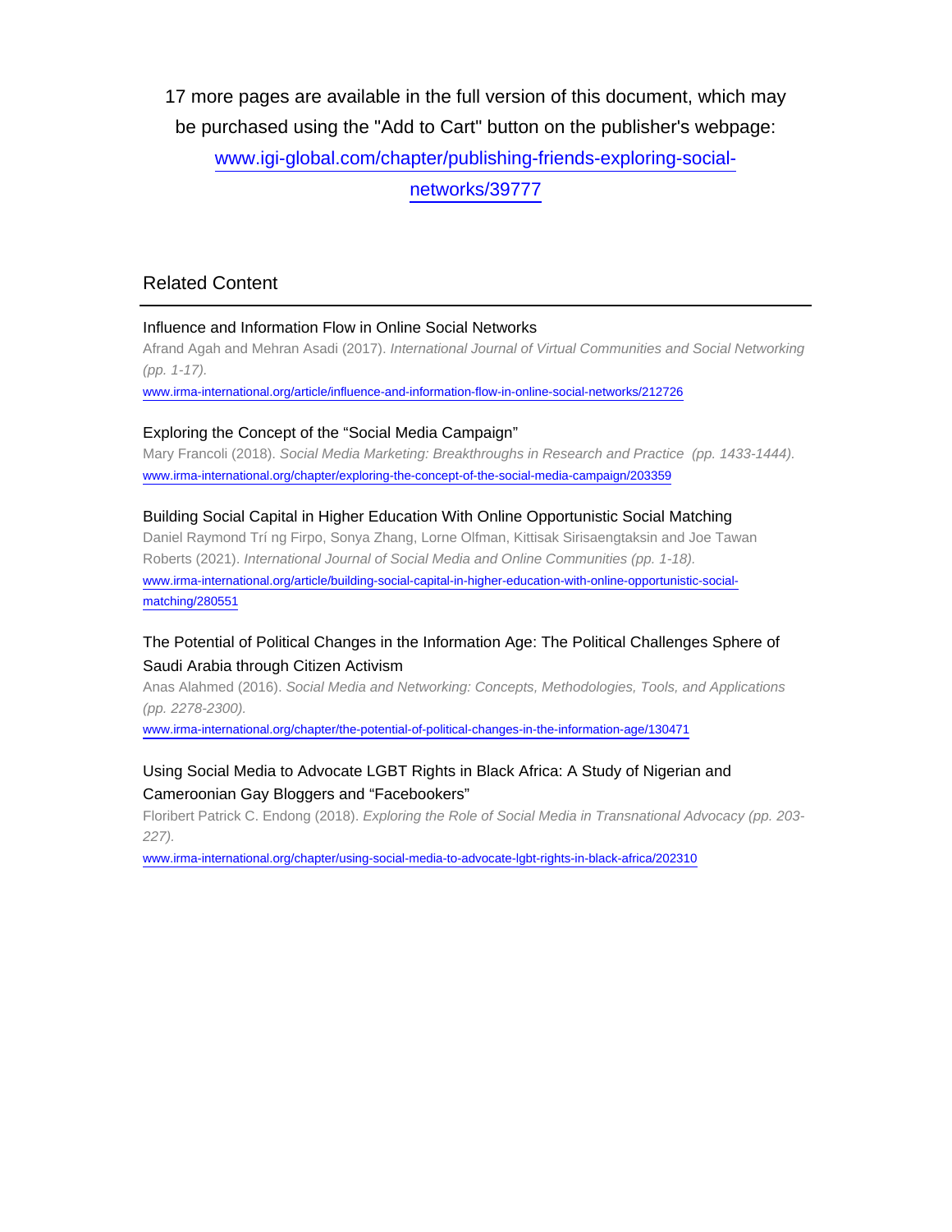17 more pages are available in the full version of this document, which may be purchased using the "Add to Cart" button on the publisher's webpage: [www.igi-global.com/chapter/publishing-friends-exploring-social-networks/39777](http://www.igi-global.com/chapter/publishing-friends-exploring-social-networks/39777)

## Related Content

**Influence and Information Flow in Online Social Networks**
Afrand Agah and Mehran Asadi (2017). *International Journal of Virtual Communities and Social Networking (pp. 1-17).*
[www.irma-international.org/article/influence-and-information-flow-in-online-social-networks/212726](http://www.irma-international.org/article/influence-and-information-flow-in-online-social-networks/212726)

**Exploring the Concept of the "Social Media Campaign"**
Mary Francoli (2018). *Social Media Marketing: Breakthroughs in Research and Practice (pp. 1433-1444).*
[www.irma-international.org/chapter/exploring-the-concept-of-the-social-media-campaign/203359](http://www.irma-international.org/chapter/exploring-the-concept-of-the-social-media-campaign/203359)

**Building Social Capital in Higher Education With Online Opportunistic Social Matching**
Daniel Raymond Trí ng Firpo, Sonya Zhang, Lorne Olfman, Kittisak Sirisaengtaksin and Joe Tawan Roberts (2021). *International Journal of Social Media and Online Communities (pp. 1-18).*
[www.irma-international.org/article/building-social-capital-in-higher-education-with-online-opportunistic-social-matching/280551](http://www.irma-international.org/article/building-social-capital-in-higher-education-with-online-opportunistic-social-matching/280551)

**The Potential of Political Changes in the Information Age: The Political Challenges Sphere of Saudi Arabia through Citizen Activism**
Anas Alahmed (2016). *Social Media and Networking: Concepts, Methodologies, Tools, and Applications (pp. 2278-2300).*
[www.irma-international.org/chapter/the-potential-of-political-changes-in-the-information-age/130471](http://www.irma-international.org/chapter/the-potential-of-political-changes-in-the-information-age/130471)

**Using Social Media to Advocate LGBT Rights in Black Africa: A Study of Nigerian and Cameroonian Gay Bloggers and "Facebookers"**
Floribert Patrick C. Endong (2018). *Exploring the Role of Social Media in Transnational Advocacy (pp. 203-227).*
[www.irma-international.org/chapter/using-social-media-to-advocate-lgbt-rights-in-black-africa/202310](http://www.irma-international.org/chapter/using-social-media-to-advocate-lgbt-rights-in-black-africa/202310)